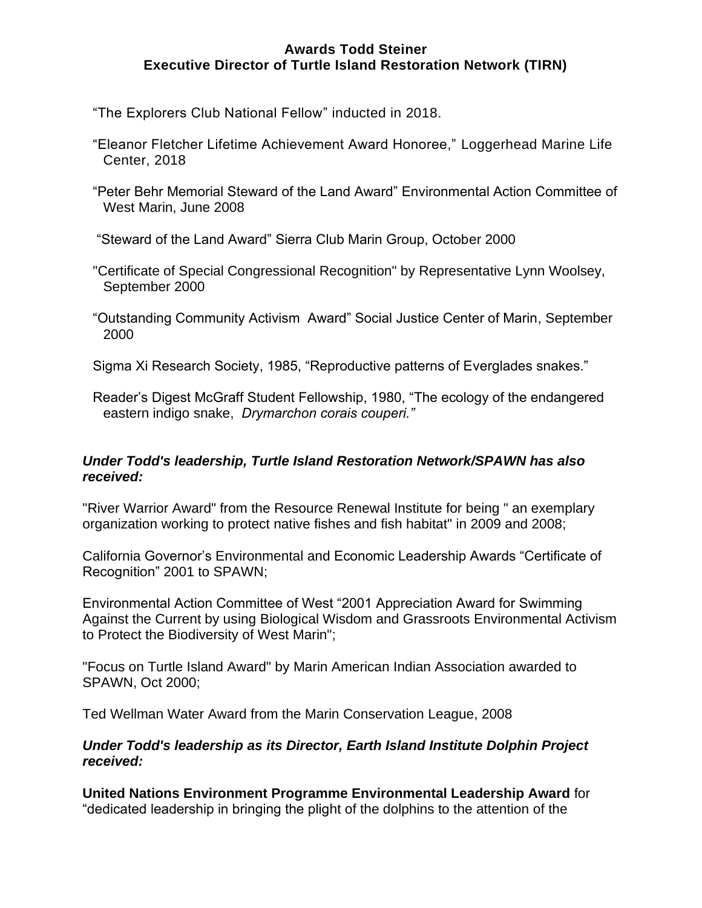**Awards Todd Steiner**
**Executive Director of Turtle Island Restoration Network (TIRN)**

"The Explorers Club National Fellow" inducted in 2018.

"Eleanor Fletcher Lifetime Achievement Award Honoree," Loggerhead Marine Life Center, 2018

"Peter Behr Memorial Steward of the Land Award" Environmental Action Committee of West Marin, June 2008

"Steward of the Land Award" Sierra Club Marin Group, October 2000

"Certificate of Special Congressional Recognition" by Representative Lynn Woolsey, September 2000

"Outstanding Community Activism Award" Social Justice Center of Marin, September 2000

Sigma Xi Research Society, 1985, "Reproductive patterns of Everglades snakes."

Reader's Digest McGraff Student Fellowship, 1980, "The ecology of the endangered eastern indigo snake, *Drymarchon corais couperi."*

***Under Todd's leadership, Turtle Island Restoration Network/SPAWN has also received:***

"River Warrior Award" from the Resource Renewal Institute for being " an exemplary organization working to protect native fishes and fish habitat" in 2009 and 2008;

California Governor's Environmental and Economic Leadership Awards "Certificate of Recognition" 2001 to SPAWN;

Environmental Action Committee of West "2001 Appreciation Award for Swimming Against the Current by using Biological Wisdom and Grassroots Environmental Activism to Protect the Biodiversity of West Marin";

"Focus on Turtle Island Award" by Marin American Indian Association awarded to SPAWN, Oct 2000;

Ted Wellman Water Award from the Marin Conservation League, 2008

***Under Todd's leadership as its Director, Earth Island Institute Dolphin Project received:***

**United Nations Environment Programme Environmental Leadership Award** for "dedicated leadership in bringing the plight of the dolphins to the attention of the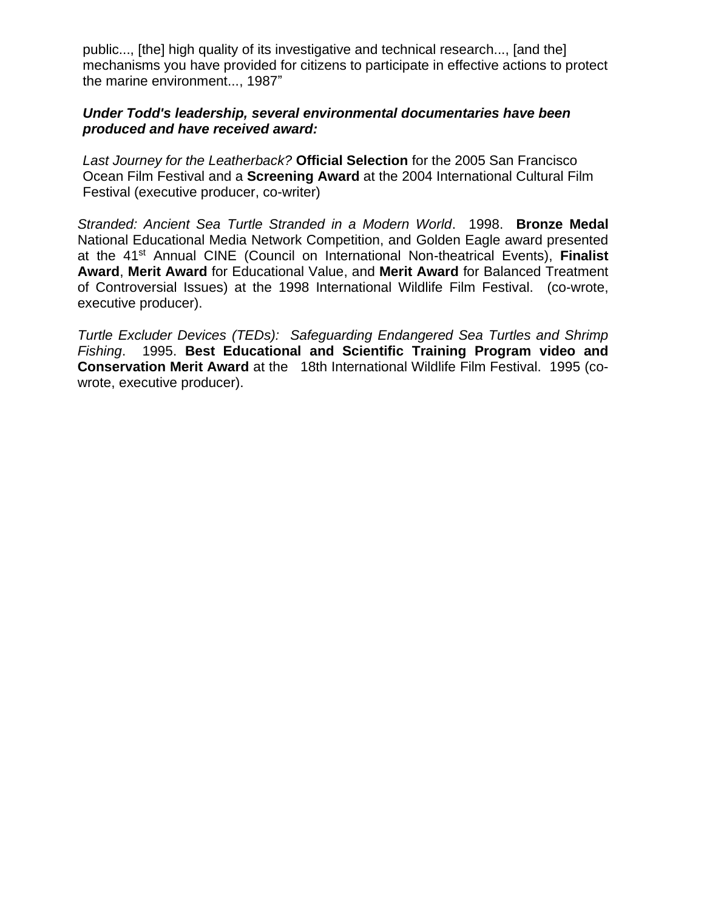public..., [the] high quality of its investigative and technical research..., [and the] mechanisms you have provided for citizens to participate in effective actions to protect the marine environment..., 1987"

***Under Todd's leadership, several environmental documentaries have been produced and have received award:***

*Last Journey for the Leatherback?* **Official Selection** for the 2005 San Francisco Ocean Film Festival and a **Screening Award** at the 2004 International Cultural Film Festival (executive producer, co-writer)

*Stranded: Ancient Sea Turtle Stranded in a Modern World*. 1998. **Bronze Medal** National Educational Media Network Competition, and Golden Eagle award presented at the 41st Annual CINE (Council on International Non-theatrical Events), **Finalist Award**, **Merit Award** for Educational Value, and **Merit Award** for Balanced Treatment of Controversial Issues) at the 1998 International Wildlife Film Festival. (co-wrote, executive producer).

*Turtle Excluder Devices (TEDs): Safeguarding Endangered Sea Turtles and Shrimp Fishing*. 1995. **Best Educational and Scientific Training Program video and Conservation Merit Award** at the 18th International Wildlife Film Festival. 1995 (co-wrote, executive producer).